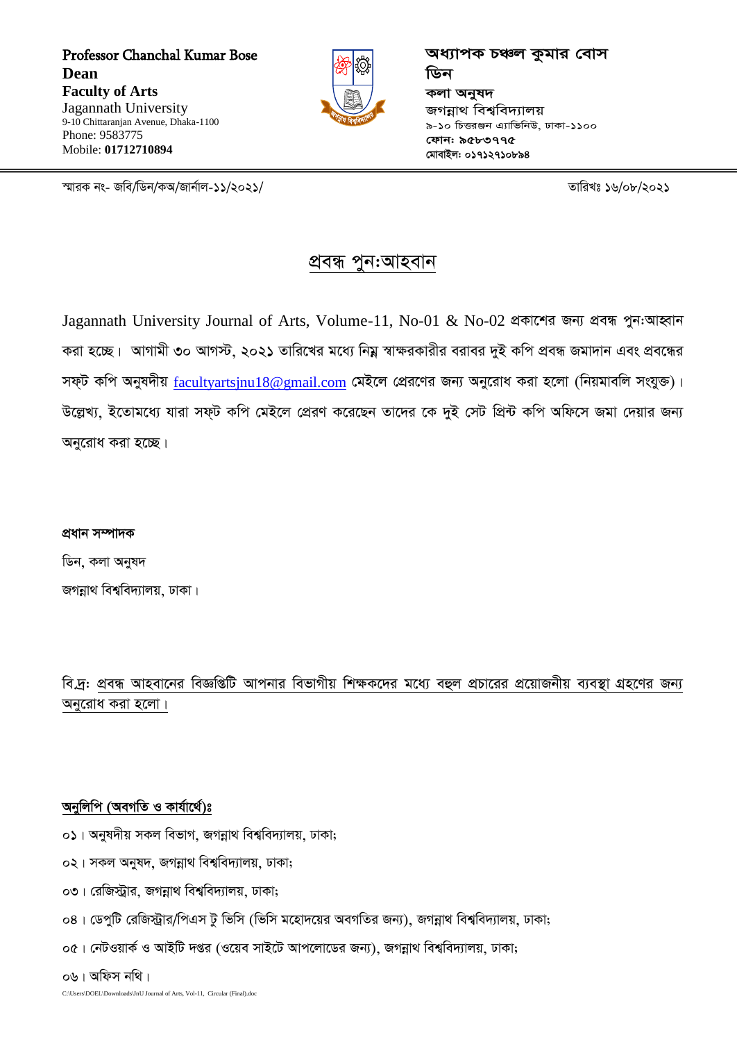**Professor Chanchal Kumar Bose**
**Dean**
**Faculty of Arts**
Jagannath University
9-10 Chittaranjan Avenue, Dhaka-1100
Phone: 9583775
Mobile: **01712710894**

**অধ্যাপক চঞ্চল কুমার বোস**
**ডিন**
**কলা অনুষদ**
জগন্নাথ বিশ্ববিদ্যালয়
৯-১০ চিত্তরঞ্জন এ্যাভিনিউ, ঢাকা-১১০০
**ফোন: ৯৫৮৩৭৭৫**
**মোবাইল: ০১৭১২৭১০৮৯৪**

স্মারক নং- জবি/ডিন/কঅ/জার্নাল-১১/২০২১/

তারিখঃ ১৬/০৮/২০২১

# প্রবন্ধ পুন:আহবান

Jagannath University Journal of Arts, Volume-11, No-01 & No-02 প্রকাশের জন্য প্রবন্ধ পুন:আহ্বান করা হচ্ছে। আগামী ৩০ আগস্ট, ২০২১ তারিখের মধ্যে নিম্ন স্বাক্ষরকারীর বরাবর দুই কপি প্রবন্ধ জমাদান এবং প্রবন্ধের সফট কপি অনুষদীয় facultyartsjnu18@gmail.com মেইলে প্রেরণের জন্য অনুরোধ করা হলো (নিয়মাবলি সংযুক্ত)। উল্লেখ্য, ইতোমধ্যে যারা সফট কপি মেইলে প্রেরণ করেছেন তাদের কে দুই সেট প্রিন্ট কপি অফিসে জমা দেয়ার জন্য অনুরোধ করা হচ্ছে।

**প্রধান সম্পাদক**
ডিন, কলা অনুষদ
জগন্নাথ বিশ্ববিদ্যালয়, ঢাকা।

বি.দ্রঃ প্রবন্ধ আহবানের বিজ্ঞপ্তিটি আপনার বিভাগীয় শিক্ষকদের মধ্যে বহুল প্রচারের প্রয়োজনীয় ব্যবস্থা গ্রহণের জন্য অনুরোধ করা হলো।

**অনুলিপি (অবগতি ও কার্যার্থে)ঃ**

০১। অনুষদীয় সকল বিভাগ, জগন্নাথ বিশ্ববিদ্যালয়, ঢাকা;
০২। সকল অনুষদ, জগন্নাথ বিশ্ববিদ্যালয়, ঢাকা;
০৩। রেজিস্ট্রার, জগন্নাথ বিশ্ববিদ্যালয়, ঢাকা;
০৪। ডেপুটি রেজিস্ট্রার/পিএস টু ভিসি (ভিসি মহোদয়ের অবগতির জন্য), জগন্নাথ বিশ্ববিদ্যালয়, ঢাকা;
০৫। নেটওয়ার্ক ও আইটি দপ্তর (ওয়েব সাইটে আপলোডের জন্য), জগন্নাথ বিশ্ববিদ্যালয়, ঢাকা;
০৬। অফিস নথি।

C:\Users\DOEL\Downloads\JnU Journal of Arts, Vol-11, Circular (Final).doc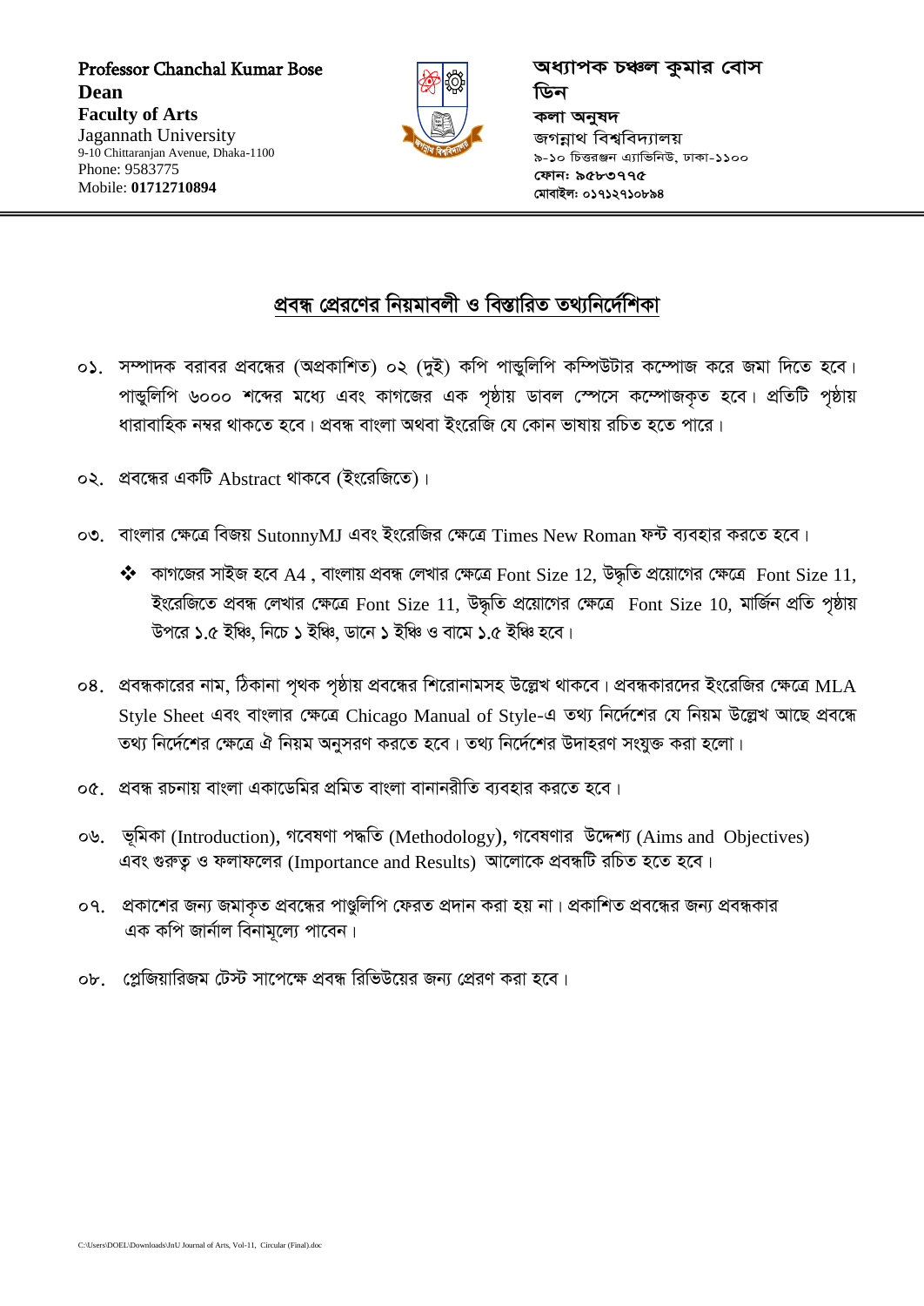**Professor Chanchal Kumar Bose**
**Dean**
**Faculty of Arts**
Jagannath University
9-10 Chittaranjan Avenue, Dhaka-1100
Phone: 9583775
Mobile: **01712710894**

**অধ্যাপক চঞ্চল কুমার বোস**
**ডিন**
**কলা অনুষদ**
জগন্নাথ বিশ্ববিদ্যালয়
৯-১০ চিত্তরঞ্জন এ্যাভিনিউ, ঢাকা-১১০০
**ফোন: ৯৫৮৩৭৭৫**
**মোবাইল: ০১৭১২৭১০৮৯৪**

## প্রবন্ধ প্রেরণের নিয়মাবলী ও বিস্তারিত তথ্যনির্দেশিকা

০১. সম্পাদক বরাবর প্রবন্ধের (অপ্রকাশিত) ০২ (দুই) কপি পান্ডুলিপি কম্পিউটার কম্পোজ করে জমা দিতে হবে। পান্ডুলিপি ৬০০০ শব্দের মধ্যে এবং কাগজের এক পৃষ্ঠায় ডাবল স্পেসে কম্পোজকৃত হবে। প্রতিটি পৃষ্ঠায় ধারাবাহিক নম্বর থাকতে হবে। প্রবন্ধ বাংলা অথবা ইংরেজি যে কোন ভাষায় রচিত হতে পারে।

০২. প্রবন্ধের একটি Abstract থাকবে (ইংরেজিতে)।

০৩. বাংলার ক্ষেত্রে বিজয় SutonnyMJ এবং ইংরেজির ক্ষেত্রে Times New Roman ফন্ট ব্যবহার করতে হবে।

- ❖ কাগজের সাইজ হবে A4 , বাংলায় প্রবন্ধ লেখার ক্ষেত্রে Font Size 12, উদ্ধৃতি প্রয়োগের ক্ষেত্রে Font Size 11, ইংরেজিতে প্রবন্ধ লেখার ক্ষেত্রে Font Size 11, উদ্ধৃতি প্রয়োগের ক্ষেত্রে Font Size 10, মার্জিন প্রতি পৃষ্ঠায় উপরে ১.৫ ইঞ্চি, নিচে ১ ইঞ্চি, ডানে ১ ইঞ্চি ও বামে ১.৫ ইঞ্চি হবে।

০৪. প্রবন্ধকারের নাম, ঠিকানা পৃথক পৃষ্ঠায় প্রবন্ধের শিরোনামসহ উল্লেখ থাকবে। প্রবন্ধকারদের ইংরেজির ক্ষেত্রে MLA Style Sheet এবং বাংলার ক্ষেত্রে Chicago Manual of Style-এ তথ্য নির্দেশের যে নিয়ম উল্লেখ আছে প্রবন্ধে তথ্য নির্দেশের ক্ষেত্রে ঐ নিয়ম অনুসরণ করতে হবে। তথ্য নির্দেশের উদাহরণ সংযুক্ত করা হলো।

০৫. প্রবন্ধ রচনায় বাংলা একাডেমির প্রমিত বাংলা বানানরীতি ব্যবহার করতে হবে।

০৬. ভূমিকা (Introduction), গবেষণা পদ্ধতি (Methodology), গবেষণার উদ্দেশ্য (Aims and Objectives) এবং গুরুত্ব ও ফলাফলের (Importance and Results) আলোকে প্রবন্ধটি রচিত হতে হবে।

০৭. প্রকাশের জন্য জমাকৃত প্রবন্ধের পাণ্ডুলিপি ফেরত প্রদান করা হয় না। প্রকাশিত প্রবন্ধের জন্য প্রবন্ধকার এক কপি জার্নাল বিনামূল্যে পাবেন।

০৮. প্লেজিয়ারিজম টেস্ট সাপেক্ষে প্রবন্ধ রিভিউয়ের জন্য প্রেরণ করা হবে।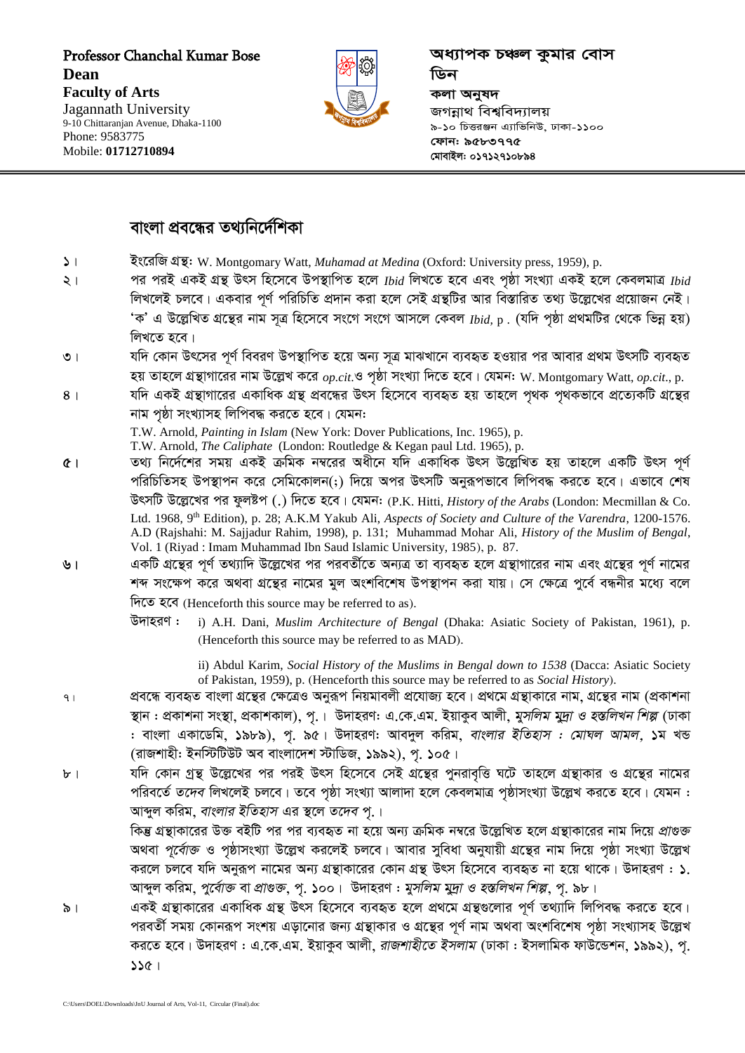Professor Chanchal Kumar Bose
**Dean**
**Faculty of Arts**
Jagannath University
9-10 Chittaranjan Avenue, Dhaka-1100
Phone: 9583775
Mobile: **01712710894**

**অধ্যাপক চঞ্চল কুমার বোস**
**ডিন**
**কলা অনুষদ**
জগন্নাথ বিশ্ববিদ্যালয়
৯-১০ চিত্তরঞ্জন এ্যাভিনিউ, ঢাকা-১১০০
**ফোন: ৯৫৮৩৭৭৫**
**মোবাইল: ০১৭১২৭১০৮৯৪**

## বাংলা প্রবন্ধের তথ্যনির্দেশিকা

১। ইংরেজি গ্রন্থ: W. Montgomary Watt, *Muhamad at Medina* (Oxford: University press, 1959), p.

২। পর পরই একই গ্রন্থ উৎস হিসেবে উপস্থাপিত হলে *Ibid* লিখতে হবে এবং পৃষ্ঠা সংখ্যা একই হলে কেবলমাত্র *Ibid* লিখলেই চলবে। একবার পূর্ণ পরিচিতি প্রদান করা হলে সেই গ্রন্থটির আর বিস্তারিত তথ্য উল্লেখের প্রয়োজন নেই। 'ক' এ উল্লেখিত গ্রন্থের নাম সূত্র হিসেবে সংগে সংগে আসলে কেবল *Ibid*, p . (যদি পৃষ্ঠা প্রথমটির থেকে ভিন্ন হয়) লিখতে হবে।

৩। যদি কোন উৎসের পূর্ণ বিবরণ উপস্থাপিত হয়ে অন্য সূত্র মাঝখানে ব্যবহৃত হওয়ার পর আবার প্রথম উৎসটি ব্যবহৃত হয় তাহলে গ্রন্থাগারের নাম উল্লেখ করে *op.cit.*ও পৃষ্ঠা সংখ্যা দিতে হবে। যেমন: W. Montgomary Watt, *op.cit*., p.

৪। যদি একই গ্রন্থাগারের একাধিক গ্রন্থ প্রবন্ধের উৎস হিসেবে ব্যবহৃত হয় তাহলে পৃথক পৃথকভাবে প্রত্যেকটি গ্রন্থের নাম পৃষ্ঠা সংখ্যাসহ লিপিবদ্ধ করতে হবে। যেমন:
T.W. Arnold, *Painting in Islam* (New York: Dover Publications, Inc. 1965), p.
T.W. Arnold, *The Caliphate* (London: Routledge & Kegan paul Ltd. 1965), p.

৫। তথ্য নির্দেশের সময় একই ক্রমিক নম্বরের অধীনে যদি একাধিক উৎস উল্লেখিত হয় তাহলে একটি উৎস পূর্ণ পরিচিতিসহ উপস্থাপন করে সেমিকোলন(;) দিয়ে অপর উৎসটি অনুরূপভাবে লিপিবদ্ধ করতে হবে। এভাবে শেষ উৎসটি উল্লেখের পর ফুলষ্টপ (.) দিতে হবে। যেমন: (P.K. Hitti, *History of the Arabs* (London: Mecmillan & Co. Ltd. 1968, 9th Edition), p. 28; A.K.M Yakub Ali, *Aspects of Society and Culture of the Varendra*, 1200-1576. A.D (Rajshahi: M. Sajjadur Rahim, 1998), p. 131; Muhammad Mohar Ali, *History of the Muslim of Bengal*, Vol. 1 (Riyad : Imam Muhammad Ibn Saud Islamic University, 1985), p. 87.

৬। একটি গ্রন্থের পূর্ণ তথ্যাদি উল্লেখের পর পরবর্তীতে অন্যত্র তা ব্যবহৃত হলে গ্রন্থাগারের নাম এবং গ্রন্থের পূর্ণ নামের শব্দ সংক্ষেপ করে অথবা গ্রন্থের নামের মুল অংশবিশেষ উপস্থাপন করা যায়। সে ক্ষেত্রে পুর্বে বন্ধনীর মধ্যে বলে দিতে হবে (Henceforth this source may be referred to as).

উদাহরণ : i) A.H. Dani, *Muslim Architecture of Bengal* (Dhaka: Asiatic Society of Pakistan, 1961), p. (Henceforth this source may be referred to as MAD).

ii) Abdul Karim, *Social History of the Muslims in Bengal down to 1538* (Dacca: Asiatic Society of Pakistan, 1959), p. (Henceforth this source may be referred to as *Social History*).

৭। প্রবন্ধে ব্যবহৃত বাংলা গ্রন্থের ক্ষেত্রেও অনুরূপ নিয়মাবলী প্রযোজ্য হবে। প্রথমে গ্রন্থাকারে নাম, গ্রন্থের নাম (প্রকাশনা স্থান : প্রকাশনা সংস্থা, প্রকাশকাল), পৃ.। উদাহরণ: এ.কে.এম. ইয়াকুব আলী, *মুসলিম মুদ্রা ও হস্তলিখন শিল্প* (ঢাকা : বাংলা একাডেমি, ১৯৮৯), পৃ. ৯৫। উদাহরণ: আবদুল করিম, *বাংলার ইতিহাস : মোঘল আমল*, ১ম খন্ড (রাজশাহী: ইনস্টিটিউট অব বাংলাদেশ স্টাডিজ, ১৯৯২), পৃ. ১০৫।

৮। যদি কোন গ্রন্থ উল্লেখের পর পরই উৎস হিসেবে সেই গ্রন্থের পুনরাবৃত্তি ঘটে তাহলে গ্রন্থাকার ও গ্রন্থের নামের পরিবর্তে *তদেব* লিখলেই চলবে। তবে পৃষ্ঠা সংখ্যা আলাদা হলে কেবলমাত্র পৃষ্ঠাসংখ্যা উল্লেখ করতে হবে। যেমন : আব্দুল করিম, *বাংলার ইতিহাস* এর স্থলে *তদেব* পৃ.।
কিন্তু গ্রন্থাকারের উক্ত বইটি পর পর ব্যবহৃত না হয়ে অন্য ক্রমিক নম্বরে উল্লেখিত হলে গ্রন্থাকারের নাম দিয়ে *প্রাগুক্ত* অথবা *পূর্বোক্ত* ও পৃষ্ঠাসংখ্যা উল্লেখ করলেই চলবে। আবার সুবিধা অনুযায়ী গ্রন্থের নাম দিয়ে পৃষ্ঠা সংখ্যা উল্লেখ করলে চলবে যদি অনুরূপ নামের অন্য গ্রন্থাকারের কোন গ্রন্থ উৎস হিসেবে ব্যবহৃত না হয়ে থাকে। উদাহরণ : ১. আব্দুল করিম, *পূর্বোক্ত* বা *প্রাগুক্ত*, পৃ. ১০০। উদাহরণ : *মুসলিম মুদ্রা ও হস্তলিখন শিল্প*, পৃ. ৯৮।

৯। একই গ্রন্থাকারের একাধিক গ্রন্থ উৎস হিসেবে ব্যবহৃত হলে প্রথমে গ্রন্থগুলোর পূর্ণ তথ্যাদি লিপিবদ্ধ করতে হবে। পরবর্তী সময় কোনরূপ সংশয় এড়ানোর জন্য গ্রন্থাকার ও গ্রন্থের পূর্ণ নাম অথবা অংশবিশেষ পৃষ্ঠা সংখ্যাসহ উল্লেখ করতে হবে। উদাহরণ : এ.কে.এম. ইয়াকুব আলী, *রাজশাহীতে ইসলাম* (ঢাকা : ইসলামিক ফাউন্ডেশন, ১৯৯২), পৃ. ১১৫।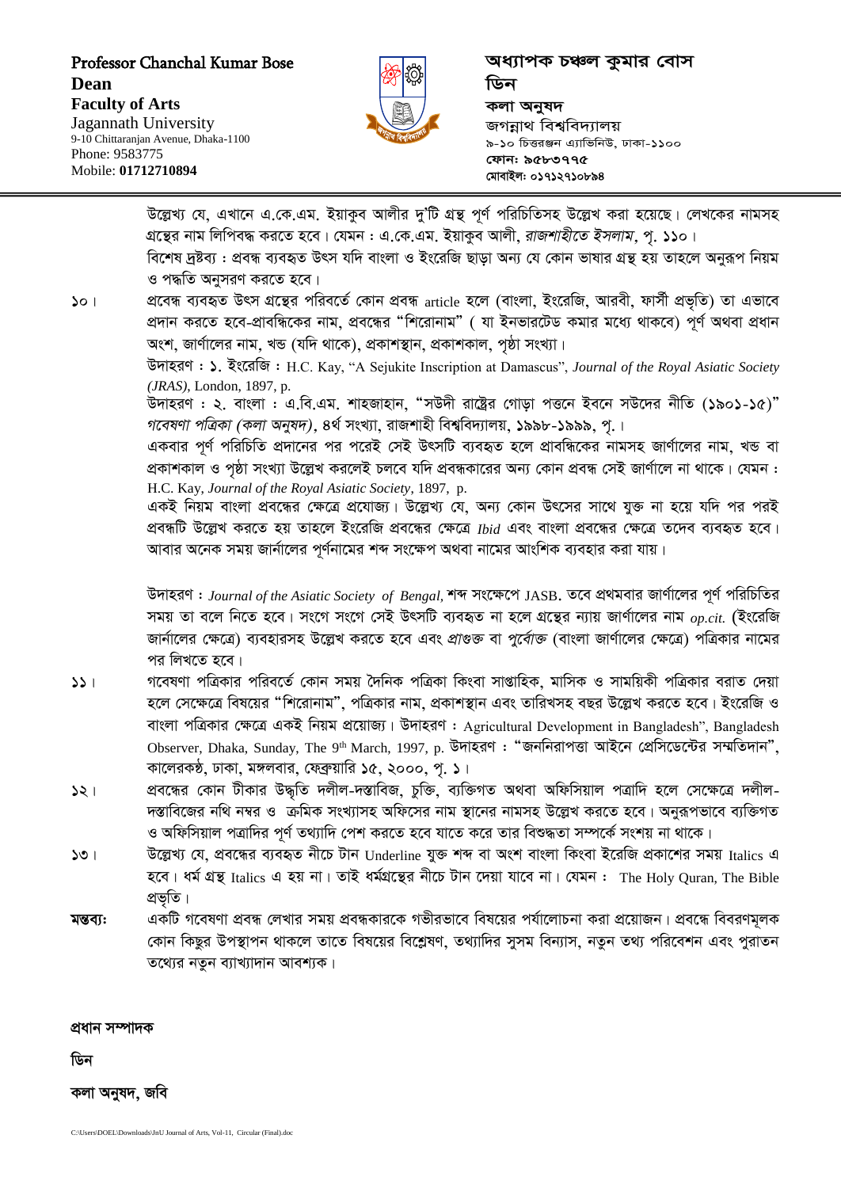**Professor Chanchal Kumar Bose**
**Dean**
**Faculty of Arts**
Jagannath University
9-10 Chittaranjan Avenue, Dhaka-1100
Phone: 9583775
Mobile: **01712710894**

**অধ্যাপক চঞ্চল কুমার বোস**
**ডিন**
**কলা অনুষদ**
জগন্নাথ বিশ্ববিদ্যালয়
৯-১০ চিত্তরঞ্জন এ্যাভিনিউ, ঢাকা-১১০০
**ফোন: ৯৫৮৩৭৭৫**
**মোবাইল: ০১৭১২৭১০৮৯৪**

---

উল্লেখ্য যে, এখানে এ.কে.এম. ইয়াকুব আলীর দু'টি গ্রন্থ পূর্ণ পরিচিতিসহ উল্লেখ করা হয়েছে। লেখকের নামসহ গ্রন্থের নাম লিপিবদ্ধ করতে হবে। যেমন : এ.কে.এম. ইয়াকুব আলী, *রাজশাহীতে ইসলাম*, পৃ. ১১০।

বিশেষ দ্রষ্টব্য : প্রবন্ধ ব্যবহৃত উৎস যদি বাংলা ও ইংরেজি ছাড়া অন্য যে কোন ভাষার গ্রন্থ হয় তাহলে অনুরূপ নিয়ম ও পদ্ধতি অনুসরণ করতে হবে।

১০। প্রবেন্ধ ব্যবহৃত উৎস গ্রন্থের পরিবর্তে কোন প্রবন্ধ article হলে (বাংলা, ইংরেজি, আরবী, ফার্সী প্রভৃতি) তা এভাবে প্রদান করতে হবে-প্রাবন্ধিকের নাম, প্রবন্ধের "শিরোনাম" ( যা ইনভারটেড কমার মধ্যে থাকবে) পূর্ণ অথবা প্রধান অংশ, জার্ণালের নাম, খন্ড (যদি থাকে), প্রকাশস্থান, প্রকাশকাল, পৃষ্ঠা সংখ্যা।

উদাহরণ : ১. ইংরেজি : H.C. Kay, "A Sejukite Inscription at Damascus", *Journal of the Royal Asiatic Society (JRAS)*, London, 1897, p.

উদাহরণ : ২. বাংলা : এ.বি.এম. শাহজাহান, "সউদী রাষ্ট্রের গোড়া পত্তনে ইবনে সউদের নীতি (১৯০১-১৫)" *গবেষণা পত্রিকা (কলা অনুষদ)*, ৪র্থ সংখ্যা, রাজশাহী বিশ্ববিদ্যালয়, ১৯৯৮-১৯৯৯, পৃ.।

একবার পূর্ণ পরিচিতি প্রদানের পর পরেই সেই উৎসটি ব্যবহৃত হলে প্রাবন্ধিকের নামসহ জার্ণালের নাম, খন্ড বা প্রকাশকাল ও পৃষ্ঠা সংখ্যা উল্লেখ করলেই চলবে যদি প্রবন্ধকারের অন্য কোন প্রবন্ধ সেই জার্ণালে না থাকে। যেমন : H.C. Kay, *Journal of the Royal Asiatic Society*, 1897, p.

একই নিয়ম বাংলা প্রবন্ধের ক্ষেত্রে প্রযোজ্য। উল্লেখ্য যে, অন্য কোন উৎসের সাথে যুক্ত না হয়ে যদি পর পরই প্রবন্ধটি উল্লেখ করতে হয় তাহলে ইংরেজি প্রবন্ধের ক্ষেত্রে *Ibid* এবং বাংলা প্রবন্ধের ক্ষেত্রে তদেব ব্যবহৃত হবে। আবার অনেক সময় জার্নালের পূর্ণনামের শব্দ সংক্ষেপ অথবা নামের আংশিক ব্যবহার করা যায়।

উদাহরণ : *Journal of the Asiatic Society of Bengal*, শব্দ সংক্ষেপে JASB. তবে প্রথমবার জার্ণালের পূর্ণ পরিচিতির সময় তা বলে নিতে হবে। সংগে সংগে সেই উৎসটি ব্যবহৃত না হলে গ্রন্থের ন্যায় জার্ণালের নাম *op.cit.* (ইংরেজি জার্নালের ক্ষেত্রে) ব্যবহারসহ উল্লেখ করতে হবে এবং *প্রাগুক্ত* বা *পূর্বোক্ত* (বাংলা জার্নালের ক্ষেত্রে) পত্রিকার নামের পর লিখতে হবে।

১১। গবেষণা পত্রিকার পরিবর্তে কোন সময় দৈনিক পত্রিকা কিংবা সাপ্তাহিক, মাসিক ও সাময়িকী পত্রিকার বরাত দেয়া হলে সেক্ষেত্রে বিষয়ের "শিরোনাম", পত্রিকার নাম, প্রকাশস্থান এবং তারিখসহ বছর উল্লেখ করতে হবে। ইংরেজি ও বাংলা পত্রিকার ক্ষেত্রে একই নিয়ম প্রযোজ্য। উদাহরণ : Agricultural Development in Bangladesh", Bangladesh Observer, Dhaka, Sunday, The 9th March, 1997, p. উদাহরণ : "জননিরাপত্তা আইনে প্রেসিডেন্টের সম্মতিদান", কালেরকণ্ঠ, ঢাকা, মঙ্গলবার, ফেব্রুয়ারি ১৫, ২০০০, পৃ. ১।

১২। প্রবন্ধের কোন টীকার উদ্ধৃতি দলীল-দস্তাবিজ, চুক্তি, ব্যক্তিগত অথবা অফিসিয়াল পত্রাদি হলে সেক্ষেত্রে দলীল-দস্তাবিজের নথি নম্বর ও ক্রমিক সংখ্যাসহ অফিসের নাম স্থানের নামসহ উল্লেখ করতে হবে। অনুরূপভাবে ব্যক্তিগত ও অফিসিয়াল পত্রাদির পূর্ণ তথ্যাদি পেশ করতে হবে যাতে করে তার বিশুদ্ধতা সম্পর্কে সংশয় না থাকে।

১৩। উল্লেখ্য যে, প্রবন্ধের ব্যবহৃত নীচে টান Underline যুক্ত শব্দ বা অংশ বাংলা কিংবা ইরেজি প্রকাশের সময় Italics এ হবে। ধর্ম গ্রন্থ Italics এ হয় না। তাই ধর্মগ্রন্থের নীচে টান দেয়া যাবে না। যেমন : The Holy Quran, The Bible প্রভৃতি।

**মন্তব্য:** একটি গবেষণা প্রবন্ধ লেখার সময় প্রবন্ধকারকে গভীরভাবে বিষয়ের পর্যালোচনা করা প্রয়োজন। প্রবন্ধে বিবরণমূলক কোন কিছুর উপস্থাপন থাকলে তাতে বিষয়ের বিশ্লেষণ, তথ্যাদির সুসম বিন্যাস, নতুন তথ্য পরিবেশন এবং পুরাতন তথ্যের নতুন ব্যাখ্যাদান আবশ্যক।

**প্রধান সম্পাদক**

**ডিন**

**কলা অনুষদ, জবি**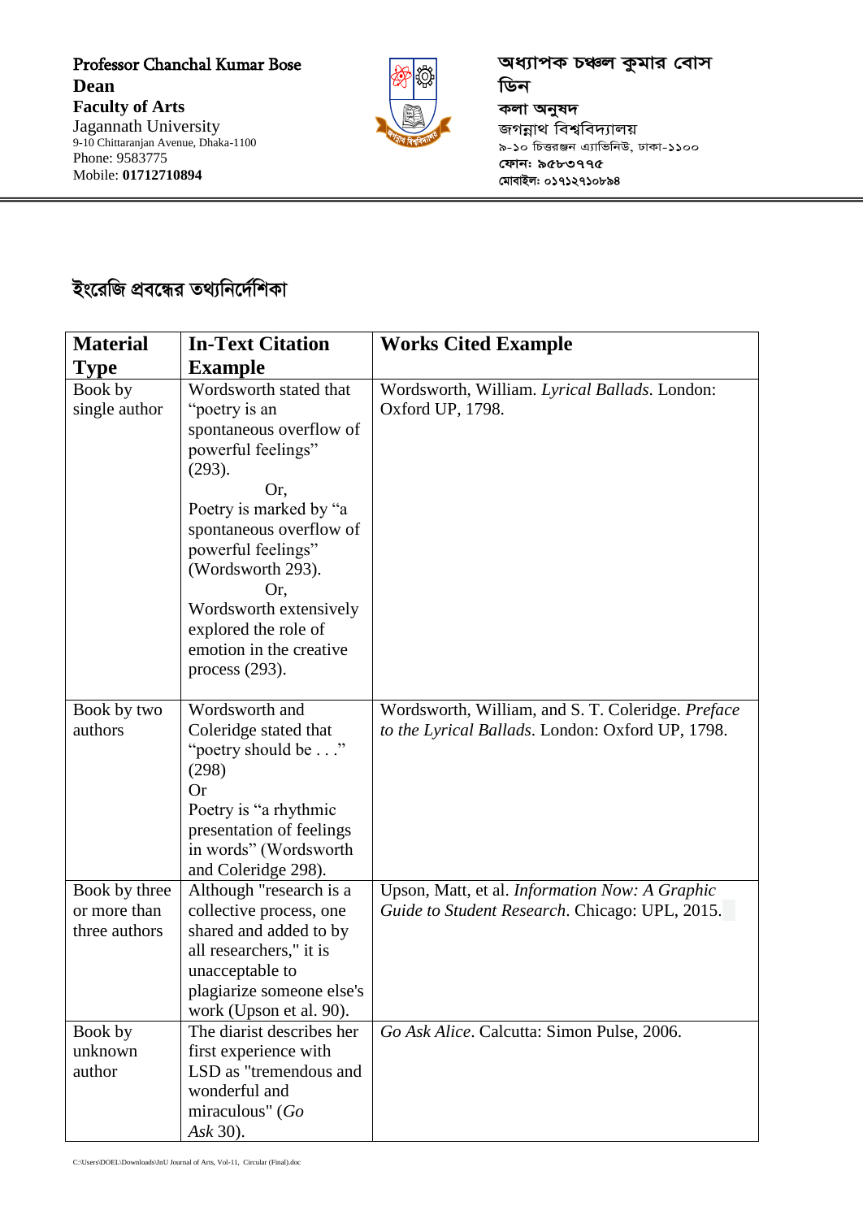Professor Chanchal Kumar Bose
**Dean**
**Faculty of Arts**
Jagannath University
9-10 Chittaranjan Avenue, Dhaka-1100
Phone: 9583775
Mobile: **01712710894**

অধ্যাপক চঞ্চল কুমার বোস
ডিন
কলা অনুষদ
জগন্নাথ বিশ্ববিদ্যালয়
৯-১০ চিত্তরঞ্জন এ্যাভিনিউ, ঢাকা-১১০০
ফোন: ৯৫৮৩৭৭৫
মোবাইল: ০১৭১২৭১০৮৯৪

# ইংরেজি প্রবন্ধের তথ্যনির্দেশিকা

| Material Type | In-Text Citation Example | Works Cited Example |
|---|---|---|
| Book by single author | Wordsworth stated that "poetry is an spontaneous overflow of powerful feelings" (293). Or, Poetry is marked by "a spontaneous overflow of powerful feelings" (Wordsworth 293). Or, Wordsworth extensively explored the role of emotion in the creative process (293). | Wordsworth, William. *Lyrical Ballads*. London: Oxford UP, 1798. |
| Book by two authors | Wordsworth and Coleridge stated that "poetry should be . . ." (298) Or Poetry is "a rhythmic presentation of feelings in words" (Wordsworth and Coleridge 298). | Wordsworth, William, and S. T. Coleridge. *Preface to the Lyrical Ballads*. London: Oxford UP, 1798. |
| Book by three or more than three authors | Although "research is a collective process, one shared and added to by all researchers," it is unacceptable to plagiarize someone else's work (Upson et al. 90). | Upson, Matt, et al. *Information Now: A Graphic Guide to Student Research*. Chicago: UPL, 2015. |
| Book by unknown author | The diarist describes her first experience with LSD as "tremendous and wonderful and miraculous" (*Go Ask* 30). | *Go Ask Alice*. Calcutta: Simon Pulse, 2006. |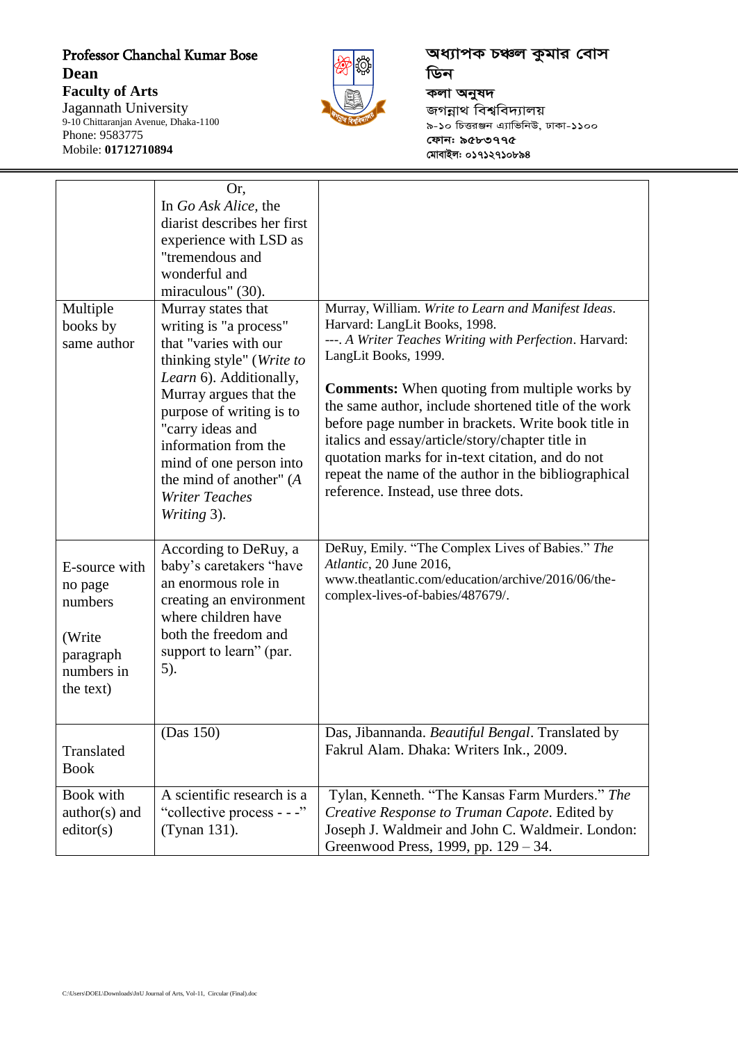| | | |
|---|---|---|
| | Or,<br>In *Go Ask Alice*, the diarist describes her first experience with LSD as "tremendous and wonderful and miraculous" (30). | |
| Multiple books by same author | Murray states that writing is "a process" that "varies with our thinking style" (*Write to Learn* 6). Additionally, Murray argues that the purpose of writing is to "carry ideas and information from the mind of one person into the mind of another" (*A Writer Teaches Writing* 3). | Murray, William. *Write to Learn and Manifest Ideas*. Harvard: LangLit Books, 1998.<br>---. *A Writer Teaches Writing with Perfection*. Harvard: LangLit Books, 1999.<br><br>**Comments:** When quoting from multiple works by the same author, include shortened title of the work before page number in brackets. Write book title in italics and essay/article/story/chapter title in quotation marks for in-text citation, and do not repeat the name of the author in the bibliographical reference. Instead, use three dots. |
| E-source with no page numbers<br><br>(Write paragraph numbers in the text) | According to DeRuy, a baby's caretakers "have an enormous role in creating an environment where children have both the freedom and support to learn" (par. 5). | DeRuy, Emily. "The Complex Lives of Babies." *The Atlantic*, 20 June 2016, www.theatlantic.com/education/archive/2016/06/the-complex-lives-of-babies/487679/. |
| Translated Book | (Das 150) | Das, Jibannanda. *Beautiful Bengal*. Translated by Fakrul Alam. Dhaka: Writers Ink., 2009. |
| Book with author(s) and editor(s) | A scientific research is a "collective process - - -" (Tynan 131). | Tylan, Kenneth. "The Kansas Farm Murders." *The Creative Response to Truman Capote*. Edited by Joseph J. Waldmeir and John C. Waldmeir. London: Greenwood Press, 1999, pp. 129 – 34. |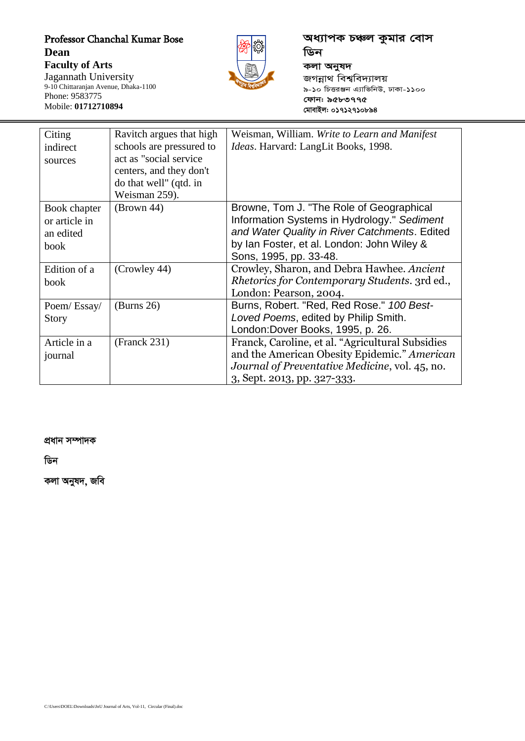**Professor Chanchal Kumar Bose**
**Dean**
**Faculty of Arts**
Jagannath University
9-10 Chittaranjan Avenue, Dhaka-1100
Phone: 9583775
Mobile: **01712710894**

**অধ্যাপক চঞ্চল কুমার বোস**
**ডিন**
**কলা অনুষদ**
জগন্নাথ বিশ্ববিদ্যালয়
৯-১০ চিত্তরঞ্জন এ্যাভিনিউ, ঢাকা-১১০০
**ফোন: ৯৫৮৩৭৭৫**
**মোবাইল: ০১৭১২৭১০৮৯৪**

| | | |
|---|---|---|
| Citing indirect sources | Ravitch argues that high schools are pressured to act as "social service centers, and they don't do that well" (qtd. in Weisman 259). | Weisman, William. *Write to Learn and Manifest Ideas*. Harvard: LangLit Books, 1998. |
| Book chapter or article in an edited book | (Brown 44) | Browne, Tom J. "The Role of Geographical Information Systems in Hydrology." *Sediment and Water Quality in River Catchments*. Edited by Ian Foster, et al. London: John Wiley & Sons, 1995, pp. 33-48. |
| Edition of a book | (Crowley 44) | Crowley, Sharon, and Debra Hawhee. *Ancient Rhetorics for Contemporary Students*. 3rd ed., London: Pearson, 2004. |
| Poem/ Essay/ Story | (Burns 26) | Burns, Robert. "Red, Red Rose." *100 Best-Loved Poems*, edited by Philip Smith. London:Dover Books, 1995, p. 26. |
| Article in a journal | (Franck 231) | Franck, Caroline, et al. "Agricultural Subsidies and the American Obesity Epidemic." *American Journal of Preventative Medicine*, vol. 45, no. 3, Sept. 2013, pp. 327-333. |

**প্রধান সম্পাদক**

**ডিন**

**কলা অনুষদ, জবি**